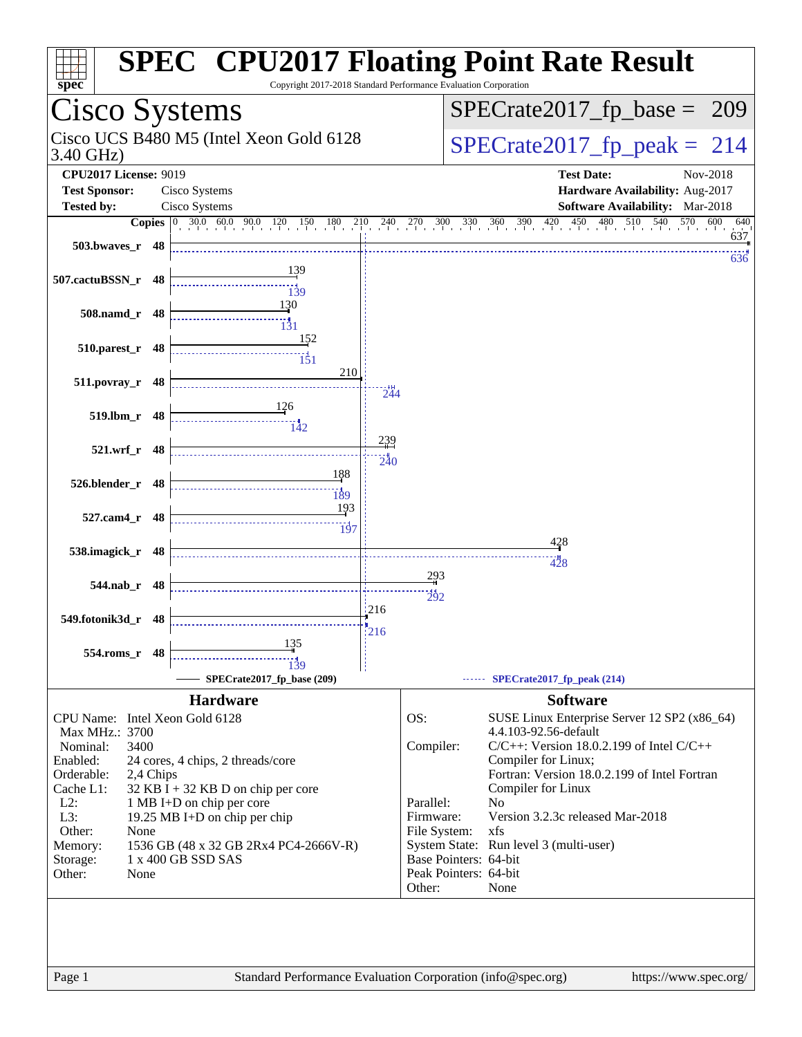# SPEC® CPU2017 Floating Point Rate Result

Copyright 2017-2018 Standard Performance Evaluation Corporation

## Cisco Systems

Cisco UCS B480 M5 (Intel Xeon Gold 6128 3.40 GHz)

**SPECrate2017_fp_base = 209**

**SPECrate2017_fp_peak = 214**

**CPU2017 License:** 9019
**Test Sponsor:** Cisco Systems
**Tested by:** Cisco Systems

**Test Date:** Nov-2018
**Hardware Availability:** Aug-2017
**Software Availability:** Mar-2018

| Benchmark | Copies | Base | Peak |
|---|---|---|---|
| 503.bwaves_r | 48 | 637 | 636 |
| 507.cactuBSSN_r | 48 | 139 | 139 |
| 508.namd_r | 48 | 130 | 131 |
| 510.parest_r | 48 | 152 | 151 |
| 511.povray_r | 48 | 210 | 244 |
| 519.lbm_r | 48 | 126 | 142 |
| 521.wrf_r | 48 | 239 | 240 |
| 526.blender_r | 48 | 188 | 189 |
| 527.cam4_r | 48 | 193 | 197 |
| 538.imagick_r | 48 | 428 | 428 |
| 544.nab_r | 48 | 293 | 292 |
| 549.fotonik3d_r | 48 | 216 | 216 |
| 554.roms_r | 48 | 135 | 139 |

SPECrate2017_fp_base (209) — SPECrate2017_fp_peak (214)

### Hardware

| | |
|---|---|
| CPU Name: | Intel Xeon Gold 6128 |
| Max MHz.: | 3700 |
| Nominal: | 3400 |
| Enabled: | 24 cores, 4 chips, 2 threads/core |
| Orderable: | 2,4 Chips |
| Cache L1: | 32 KB I + 32 KB D on chip per core |
| L2: | 1 MB I+D on chip per core |
| L3: | 19.25 MB I+D on chip per chip |
| Other: | None |
| Memory: | 1536 GB (48 x 32 GB 2Rx4 PC4-2666V-R) |
| Storage: | 1 x 400 GB SSD SAS |
| Other: | None |

### Software

| | |
|---|---|
| OS: | SUSE Linux Enterprise Server 12 SP2 (x86_64) 4.4.103-92.56-default |
| Compiler: | C/C++: Version 18.0.2.199 of Intel C/C++ Compiler for Linux; Fortran: Version 18.0.2.199 of Intel Fortran Compiler for Linux |
| Parallel: | No |
| Firmware: | Version 3.2.3c released Mar-2018 |
| File System: | xfs |
| System State: | Run level 3 (multi-user) |
| Base Pointers: | 64-bit |
| Peak Pointers: | 64-bit |
| Other: | None |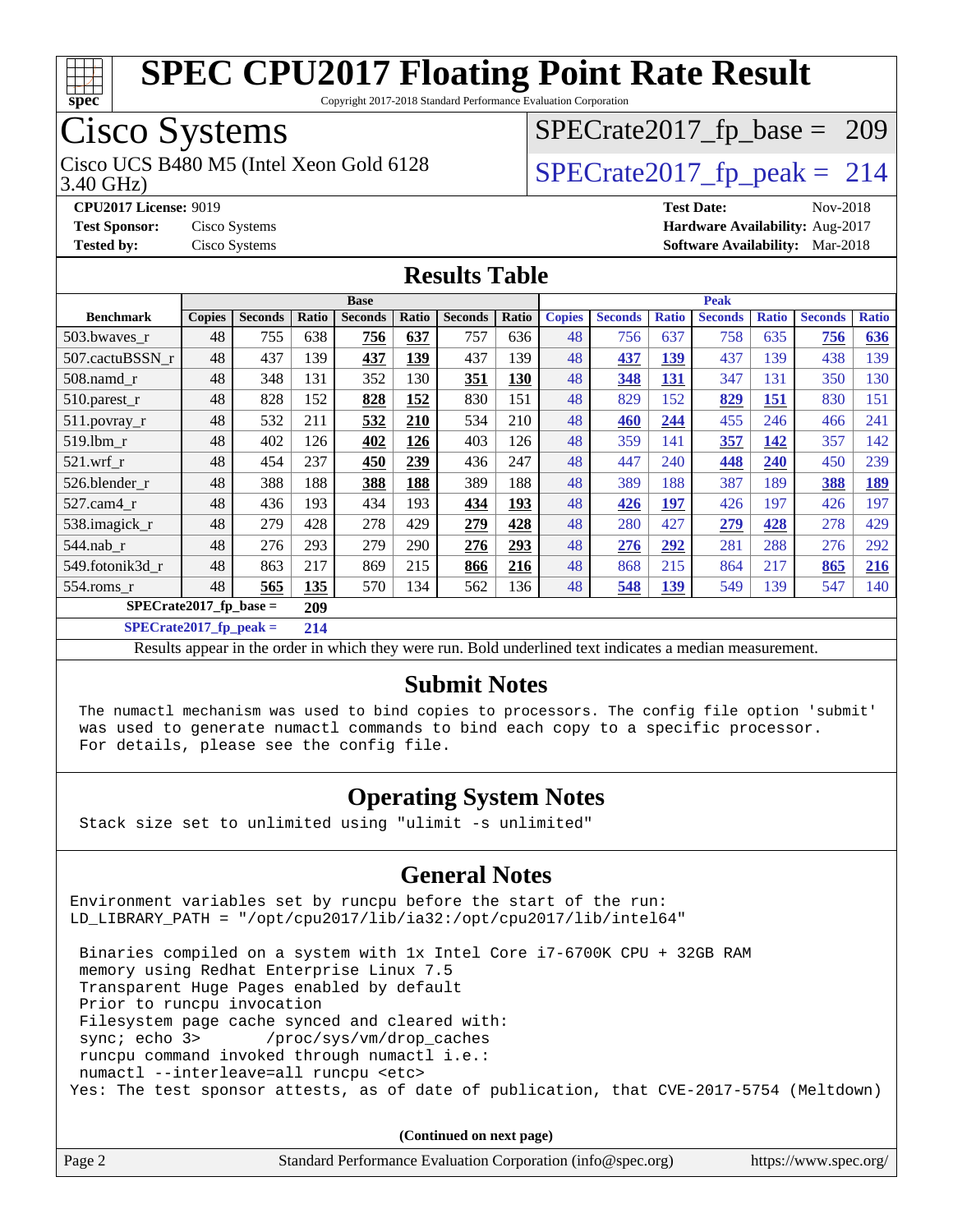# SPEC CPU2017 Floating Point Rate Result

Copyright 2017-2018 Standard Performance Evaluation Corporation

## Cisco Systems

Cisco UCS B480 M5 (Intel Xeon Gold 6128 3.40 GHz)

SPECrate2017_fp_base = 209

SPECrate2017_fp_peak = 214

**CPU2017 License:** 9019
**Test Sponsor:** Cisco Systems
**Tested by:** Cisco Systems

**Test Date:** Nov-2018
**Hardware Availability:** Aug-2017
**Software Availability:** Mar-2018

## Results Table

| Benchmark | Base | | | | | | | Peak | | | | | | |
|---|---|---|---|---|---|---|---|---|---|---|---|---|---|---|
| | Copies | Seconds | Ratio | Seconds | Ratio | Seconds | Ratio | Copies | Seconds | Ratio | Seconds | Ratio | Seconds | Ratio |
| 503.bwaves_r | 48 | 755 | 638 | **756** | **637** | 757 | 636 | 48 | 756 | 637 | 758 | 635 | **756** | **636** |
| 507.cactuBSSN_r | 48 | 437 | 139 | **437** | **139** | 437 | 139 | 48 | **437** | **139** | 437 | 139 | 438 | 139 |
| 508.namd_r | 48 | 348 | 131 | 352 | 130 | **351** | **130** | 48 | **348** | **131** | 347 | 131 | 350 | 130 |
| 510.parest_r | 48 | 828 | 152 | **828** | **152** | 830 | 151 | 48 | 829 | 152 | **829** | **151** | 830 | 151 |
| 511.povray_r | 48 | 532 | 211 | **532** | **210** | 534 | 210 | 48 | **460** | **244** | 455 | 246 | 466 | 241 |
| 519.lbm_r | 48 | 402 | 126 | **402** | **126** | 403 | 126 | 48 | 359 | 141 | **357** | **142** | 357 | 142 |
| 521.wrf_r | 48 | 454 | 237 | **450** | **239** | 436 | 247 | 48 | 447 | 240 | **448** | **240** | 450 | 239 |
| 526.blender_r | 48 | 388 | 188 | **388** | **188** | 389 | 188 | 48 | 389 | 188 | 387 | 189 | **388** | **189** |
| 527.cam4_r | 48 | 436 | 193 | 434 | 193 | **434** | **193** | 48 | **426** | **197** | 426 | 197 | 426 | 197 |
| 538.imagick_r | 48 | 279 | 428 | 278 | 429 | **279** | **428** | 48 | 280 | 427 | **279** | **428** | 278 | 429 |
| 544.nab_r | 48 | 276 | 293 | 279 | 290 | **276** | **293** | 48 | **276** | **292** | 281 | 288 | 276 | 292 |
| 549.fotonik3d_r | 48 | 863 | 217 | 869 | 215 | **866** | **216** | 48 | 868 | 215 | 864 | 217 | **865** | **216** |
| 554.roms_r | 48 | **565** | **135** | 570 | 134 | 562 | 136 | 48 | **548** | **139** | 549 | 139 | 547 | 140 |
| SPECrate2017_fp_base = | | 209 | | | | | | | | | | | | |
| SPECrate2017_fp_peak = | | 214 | | | | | | | | | | | | |

Results appear in the order in which they were run. Bold underlined text indicates a median measurement.

## Submit Notes

```
The numactl mechanism was used to bind copies to processors. The config file option 'submit'
was used to generate numactl commands to bind each copy to a specific processor.
For details, please see the config file.
```

## Operating System Notes

```
Stack size set to unlimited using "ulimit -s unlimited"
```

## General Notes

```
Environment variables set by runcpu before the start of the run:
LD_LIBRARY_PATH = "/opt/cpu2017/lib/ia32:/opt/cpu2017/lib/intel64"

 Binaries compiled on a system with 1x Intel Core i7-6700K CPU + 32GB RAM
 memory using Redhat Enterprise Linux 7.5
 Transparent Huge Pages enabled by default
 Prior to runcpu invocation
 Filesystem page cache synced and cleared with:
 sync; echo 3>       /proc/sys/vm/drop_caches
 runcpu command invoked through numactl i.e.:
 numactl --interleave=all runcpu <etc>
Yes: The test sponsor attests, as of date of publication, that CVE-2017-5754 (Meltdown)
```

**(Continued on next page)**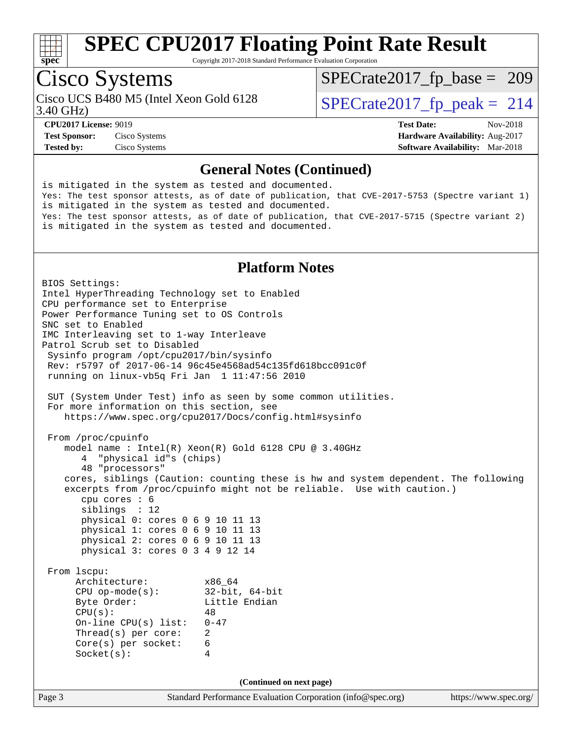## General Notes (Continued)

```
is mitigated in the system as tested and documented.
Yes: The test sponsor attests, as of date of publication, that CVE-2017-5753 (Spectre variant 1)
is mitigated in the system as tested and documented.
Yes: The test sponsor attests, as of date of publication, that CVE-2017-5715 (Spectre variant 2)
is mitigated in the system as tested and documented.
```

## Platform Notes

```
BIOS Settings:
Intel HyperThreading Technology set to Enabled
CPU performance set to Enterprise
Power Performance Tuning set to OS Controls
SNC set to Enabled
IMC Interleaving set to 1-way Interleave
Patrol Scrub set to Disabled
 Sysinfo program /opt/cpu2017/bin/sysinfo
 Rev: r5797 of 2017-06-14 96c45e4568ad54c135fd618bcc091c0f
 running on linux-vb5q Fri Jan  1 11:47:56 2010

 SUT (System Under Test) info as seen by some common utilities.
 For more information on this section, see
    https://www.spec.org/cpu2017/Docs/config.html#sysinfo

 From /proc/cpuinfo
    model name : Intel(R) Xeon(R) Gold 6128 CPU @ 3.40GHz
       4  "physical id"s (chips)
       48 "processors"
    cores, siblings (Caution: counting these is hw and system dependent. The following
    excerpts from /proc/cpuinfo might not be reliable.  Use with caution.)
       cpu cores : 6
       siblings  : 12
       physical 0: cores 0 6 9 10 11 13
       physical 1: cores 0 6 9 10 11 13
       physical 2: cores 0 6 9 10 11 13
       physical 3: cores 0 3 4 9 12 14

 From lscpu:
      Architecture:          x86_64
      CPU op-mode(s):        32-bit, 64-bit
      Byte Order:            Little Endian
      CPU(s):                48
      On-line CPU(s) list:   0-47
      Thread(s) per core:    2
      Core(s) per socket:    6
      Socket(s):             4
```

(Continued on next page)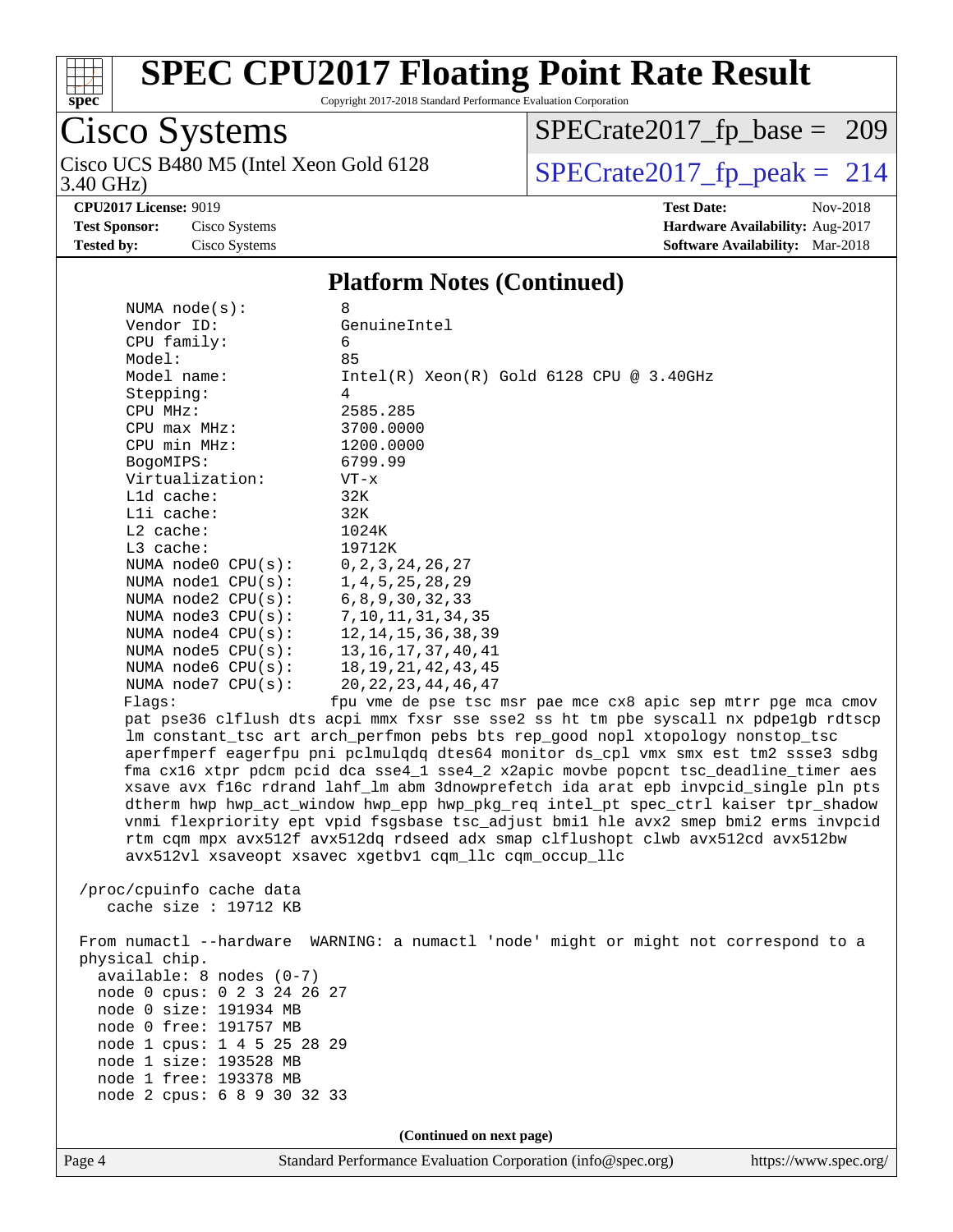# SPEC CPU2017 Floating Point Rate Result

Copyright 2017-2018 Standard Performance Evaluation Corporation

## Cisco Systems

Cisco UCS B480 M5 (Intel Xeon Gold 6128 3.40 GHz)

SPECrate2017_fp_base = 209

SPECrate2017_fp_peak = 214

**CPU2017 License:** 9019
**Test Sponsor:** Cisco Systems
**Tested by:** Cisco Systems

**Test Date:** Nov-2018
**Hardware Availability:** Aug-2017
**Software Availability:** Mar-2018

### Platform Notes (Continued)

```
     NUMA node(s):          8
     Vendor ID:             GenuineIntel
     CPU family:            6
     Model:                 85
     Model name:            Intel(R) Xeon(R) Gold 6128 CPU @ 3.40GHz
     Stepping:              4
     CPU MHz:               2585.285
     CPU max MHz:           3700.0000
     CPU min MHz:           1200.0000
     BogoMIPS:              6799.99
     Virtualization:        VT-x
     L1d cache:             32K
     L1i cache:             32K
     L2 cache:              1024K
     L3 cache:              19712K
     NUMA node0 CPU(s):     0,2,3,24,26,27
     NUMA node1 CPU(s):     1,4,5,25,28,29
     NUMA node2 CPU(s):     6,8,9,30,32,33
     NUMA node3 CPU(s):     7,10,11,31,34,35
     NUMA node4 CPU(s):     12,14,15,36,38,39
     NUMA node5 CPU(s):     13,16,17,37,40,41
     NUMA node6 CPU(s):     18,19,21,42,43,45
     NUMA node7 CPU(s):     20,22,23,44,46,47
     Flags:                fpu vme de pse tsc msr pae mce cx8 apic sep mtrr pge mca cmov
     pat pse36 clflush dts acpi mmx fxsr sse sse2 ss ht tm pbe syscall nx pdpe1gb rdtscp
     lm constant_tsc art arch_perfmon pebs bts rep_good nopl xtopology nonstop_tsc
     aperfmperf eagerfpu pni pclmulqdq dtes64 monitor ds_cpl vmx smx est tm2 ssse3 sdbg
     fma cx16 xtpr pdcm pcid dca sse4_1 sse4_2 x2apic movbe popcnt tsc_deadline_timer aes
     xsave avx f16c rdrand lahf_lm abm 3dnowprefetch ida arat epb invpcid_single pln pts
     dtherm hwp hwp_act_window hwp_epp hwp_pkg_req intel_pt spec_ctrl kaiser tpr_shadow
     vnmi flexpriority ept vpid fsgsbase tsc_adjust bmi1 hle avx2 smep bmi2 erms invpcid
     rtm cqm mpx avx512f avx512dq rdseed adx smap clflushopt clwb avx512cd avx512bw
     avx512vl xsaveopt xsavec xgetbv1 cqm_llc cqm_occup_llc

 /proc/cpuinfo cache data
    cache size : 19712 KB

 From numactl --hardware  WARNING: a numactl 'node' might or might not correspond to a
 physical chip.
   available: 8 nodes (0-7)
   node 0 cpus: 0 2 3 24 26 27
   node 0 size: 191934 MB
   node 0 free: 191757 MB
   node 1 cpus: 1 4 5 25 28 29
   node 1 size: 193528 MB
   node 1 free: 193378 MB
   node 2 cpus: 6 8 9 30 32 33
```

(Continued on next page)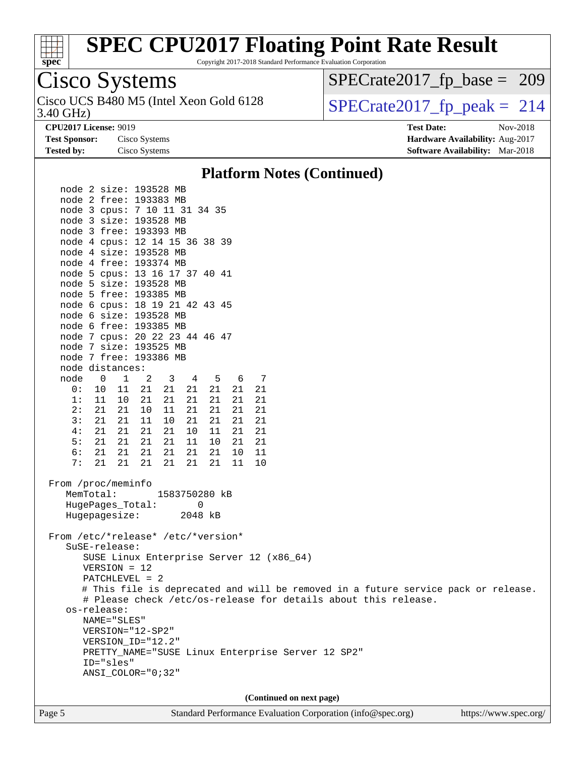# SPEC CPU2017 Floating Point Rate Result

Copyright 2017-2018 Standard Performance Evaluation Corporation

## Cisco Systems

Cisco UCS B480 M5 (Intel Xeon Gold 6128 3.40 GHz)

SPECrate2017_fp_base = 209

SPECrate2017_fp_peak = 214

**CPU2017 License:** 9019
**Test Sponsor:** Cisco Systems
**Tested by:** Cisco Systems

**Test Date:** Nov-2018
**Hardware Availability:** Aug-2017
**Software Availability:** Mar-2018

### Platform Notes (Continued)

```
   node 2 size: 193528 MB
   node 2 free: 193383 MB
   node 3 cpus: 7 10 11 31 34 35
   node 3 size: 193528 MB
   node 3 free: 193393 MB
   node 4 cpus: 12 14 15 36 38 39
   node 4 size: 193528 MB
   node 4 free: 193374 MB
   node 5 cpus: 13 16 17 37 40 41
   node 5 size: 193528 MB
   node 5 free: 193385 MB
   node 6 cpus: 18 19 21 42 43 45
   node 6 size: 193528 MB
   node 6 free: 193385 MB
   node 7 cpus: 20 22 23 44 46 47
   node 7 size: 193525 MB
   node 7 free: 193386 MB
   node distances:
   node   0   1   2   3   4   5   6   7
     0:  10  11  21  21  21  21  21  21
     1:  11  10  21  21  21  21  21  21
     2:  21  21  10  11  21  21  21  21
     3:  21  21  11  10  21  21  21  21
     4:  21  21  21  21  10  11  21  21
     5:  21  21  21  21  11  10  21  21
     6:  21  21  21  21  21  21  10  11
     7:  21  21  21  21  21  21  11  10

 From /proc/meminfo
    MemTotal:       1583750280 kB
    HugePages_Total:       0
    Hugepagesize:       2048 kB

 From /etc/*release* /etc/*version*
    SuSE-release:
       SUSE Linux Enterprise Server 12 (x86_64)
       VERSION = 12
       PATCHLEVEL = 2
       # This file is deprecated and will be removed in a future service pack or release.
       # Please check /etc/os-release for details about this release.
    os-release:
       NAME="SLES"
       VERSION="12-SP2"
       VERSION_ID="12.2"
       PRETTY_NAME="SUSE Linux Enterprise Server 12 SP2"
       ID="sles"
       ANSI_COLOR="0;32"
```

(Continued on next page)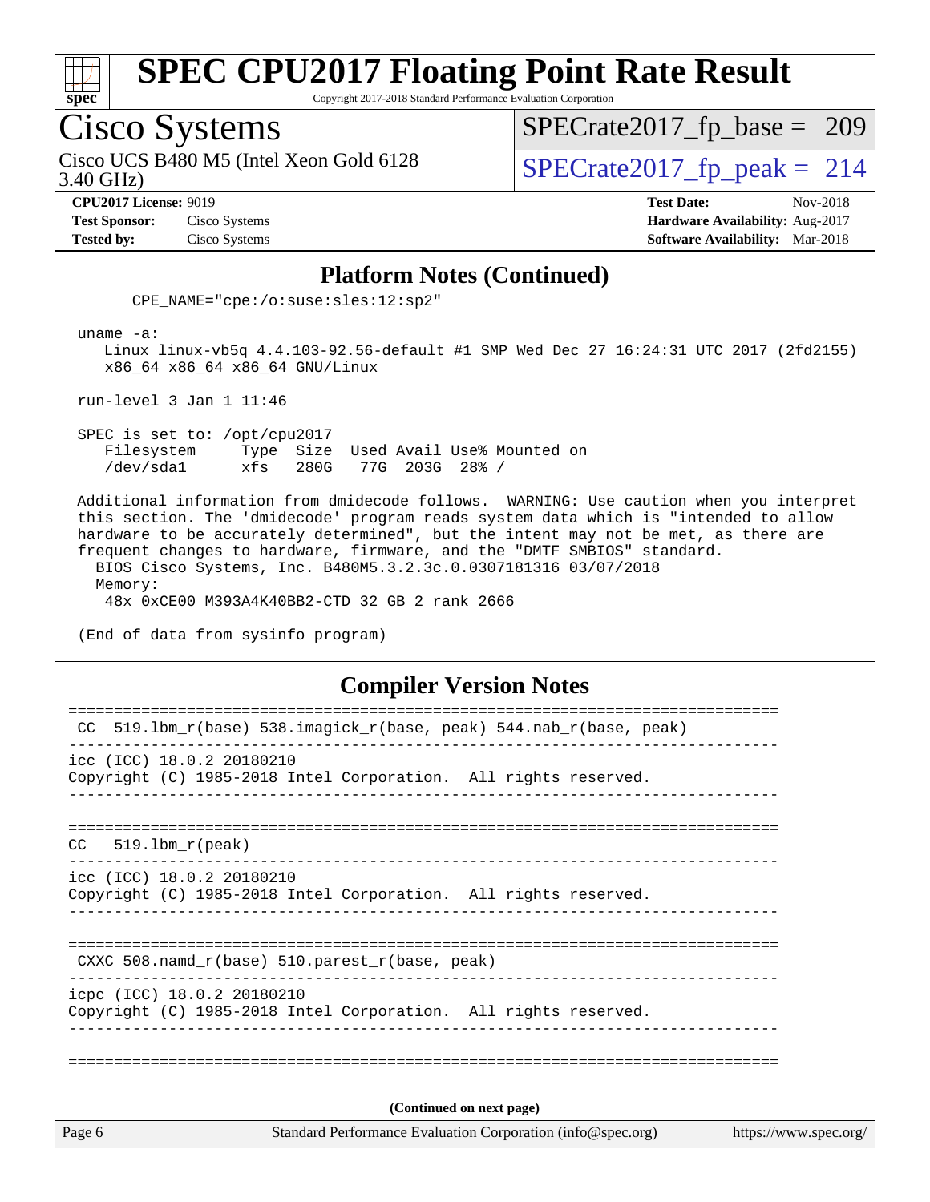# SPEC CPU2017 Floating Point Rate Result

Copyright 2017-2018 Standard Performance Evaluation Corporation

## Cisco Systems

Cisco UCS B480 M5 (Intel Xeon Gold 6128 3.40 GHz)

SPECrate2017_fp_base = 209

SPECrate2017_fp_peak = 214

**CPU2017 License:** 9019
**Test Sponsor:** Cisco Systems
**Tested by:** Cisco Systems

**Test Date:** Nov-2018
**Hardware Availability:** Aug-2017
**Software Availability:** Mar-2018

### Platform Notes (Continued)

```
      CPE_NAME="cpe:/o:suse:sles:12:sp2"

 uname -a:
    Linux linux-vb5q 4.4.103-92.56-default #1 SMP Wed Dec 27 16:24:31 UTC 2017 (2fd2155)
    x86_64 x86_64 x86_64 GNU/Linux

 run-level 3 Jan 1 11:46

 SPEC is set to: /opt/cpu2017
    Filesystem     Type  Size  Used Avail Use% Mounted on
    /dev/sda1      xfs   280G   77G  203G  28% /

 Additional information from dmidecode follows.  WARNING: Use caution when you interpret
 this section. The 'dmidecode' program reads system data which is "intended to allow
 hardware to be accurately determined", but the intent may not be met, as there are
 frequent changes to hardware, firmware, and the "DMTF SMBIOS" standard.
   BIOS Cisco Systems, Inc. B480M5.3.2.3c.0.0307181316 03/07/2018
   Memory:
    48x 0xCE00 M393A4K40BB2-CTD 32 GB 2 rank 2666

 (End of data from sysinfo program)
```

### Compiler Version Notes

```
==============================================================================
 CC  519.lbm_r(base) 538.imagick_r(base, peak) 544.nab_r(base, peak)
------------------------------------------------------------------------------
icc (ICC) 18.0.2 20180210
Copyright (C) 1985-2018 Intel Corporation.  All rights reserved.
------------------------------------------------------------------------------

==============================================================================
CC   519.lbm_r(peak)
------------------------------------------------------------------------------
icc (ICC) 18.0.2 20180210
Copyright (C) 1985-2018 Intel Corporation.  All rights reserved.
------------------------------------------------------------------------------

==============================================================================
 CXXC 508.namd_r(base) 510.parest_r(base, peak)
------------------------------------------------------------------------------
icpc (ICC) 18.0.2 20180210
Copyright (C) 1985-2018 Intel Corporation.  All rights reserved.
------------------------------------------------------------------------------

==============================================================================
```

(Continued on next page)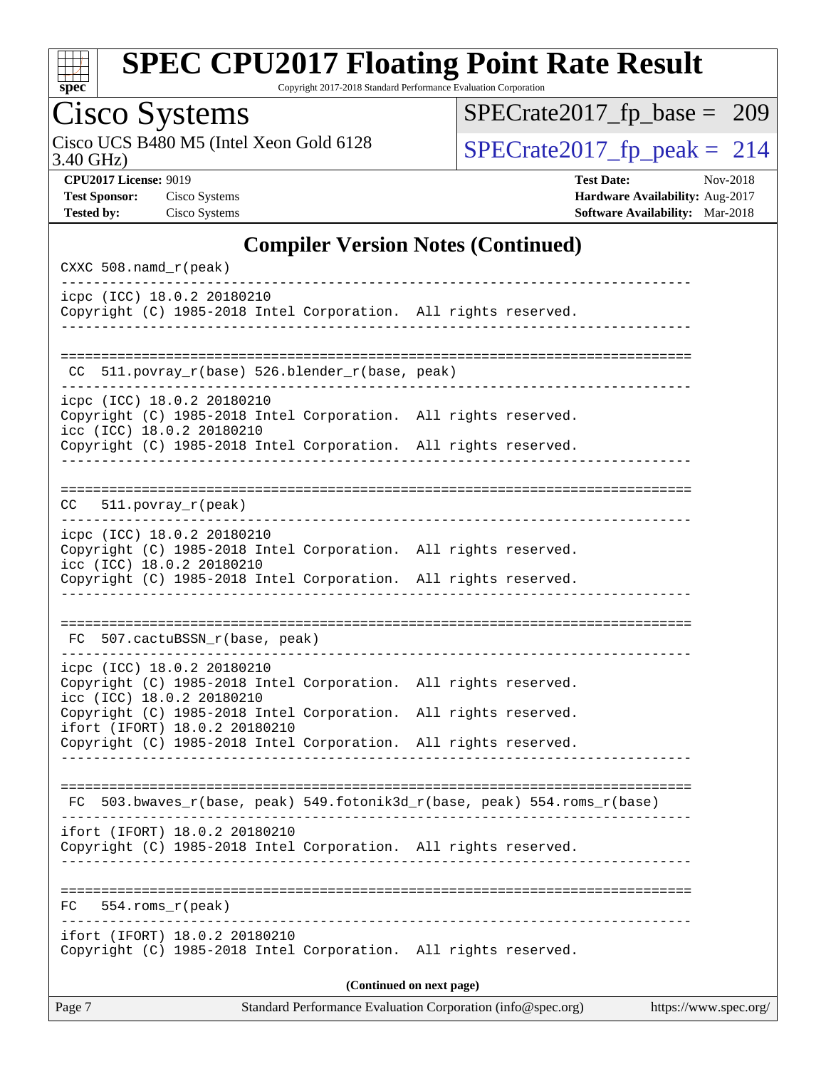## Compiler Version Notes (Continued)

```
CXXC 508.namd_r(peak)
------------------------------------------------------------------------------
icpc (ICC) 18.0.2 20180210
Copyright (C) 1985-2018 Intel Corporation.  All rights reserved.
------------------------------------------------------------------------------

==============================================================================
 CC  511.povray_r(base) 526.blender_r(base, peak)
------------------------------------------------------------------------------
icpc (ICC) 18.0.2 20180210
Copyright (C) 1985-2018 Intel Corporation.  All rights reserved.
icc (ICC) 18.0.2 20180210
Copyright (C) 1985-2018 Intel Corporation.  All rights reserved.
------------------------------------------------------------------------------

==============================================================================
CC   511.povray_r(peak)
------------------------------------------------------------------------------
icpc (ICC) 18.0.2 20180210
Copyright (C) 1985-2018 Intel Corporation.  All rights reserved.
icc (ICC) 18.0.2 20180210
Copyright (C) 1985-2018 Intel Corporation.  All rights reserved.
------------------------------------------------------------------------------

==============================================================================
 FC  507.cactuBSSN_r(base, peak)
------------------------------------------------------------------------------
icpc (ICC) 18.0.2 20180210
Copyright (C) 1985-2018 Intel Corporation.  All rights reserved.
icc (ICC) 18.0.2 20180210
Copyright (C) 1985-2018 Intel Corporation.  All rights reserved.
ifort (IFORT) 18.0.2 20180210
Copyright (C) 1985-2018 Intel Corporation.  All rights reserved.
------------------------------------------------------------------------------

==============================================================================
 FC  503.bwaves_r(base, peak) 549.fotonik3d_r(base, peak) 554.roms_r(base)
------------------------------------------------------------------------------
ifort (IFORT) 18.0.2 20180210
Copyright (C) 1985-2018 Intel Corporation.  All rights reserved.
------------------------------------------------------------------------------

==============================================================================
FC   554.roms_r(peak)
------------------------------------------------------------------------------
ifort (IFORT) 18.0.2 20180210
Copyright (C) 1985-2018 Intel Corporation.  All rights reserved.
```

**(Continued on next page)**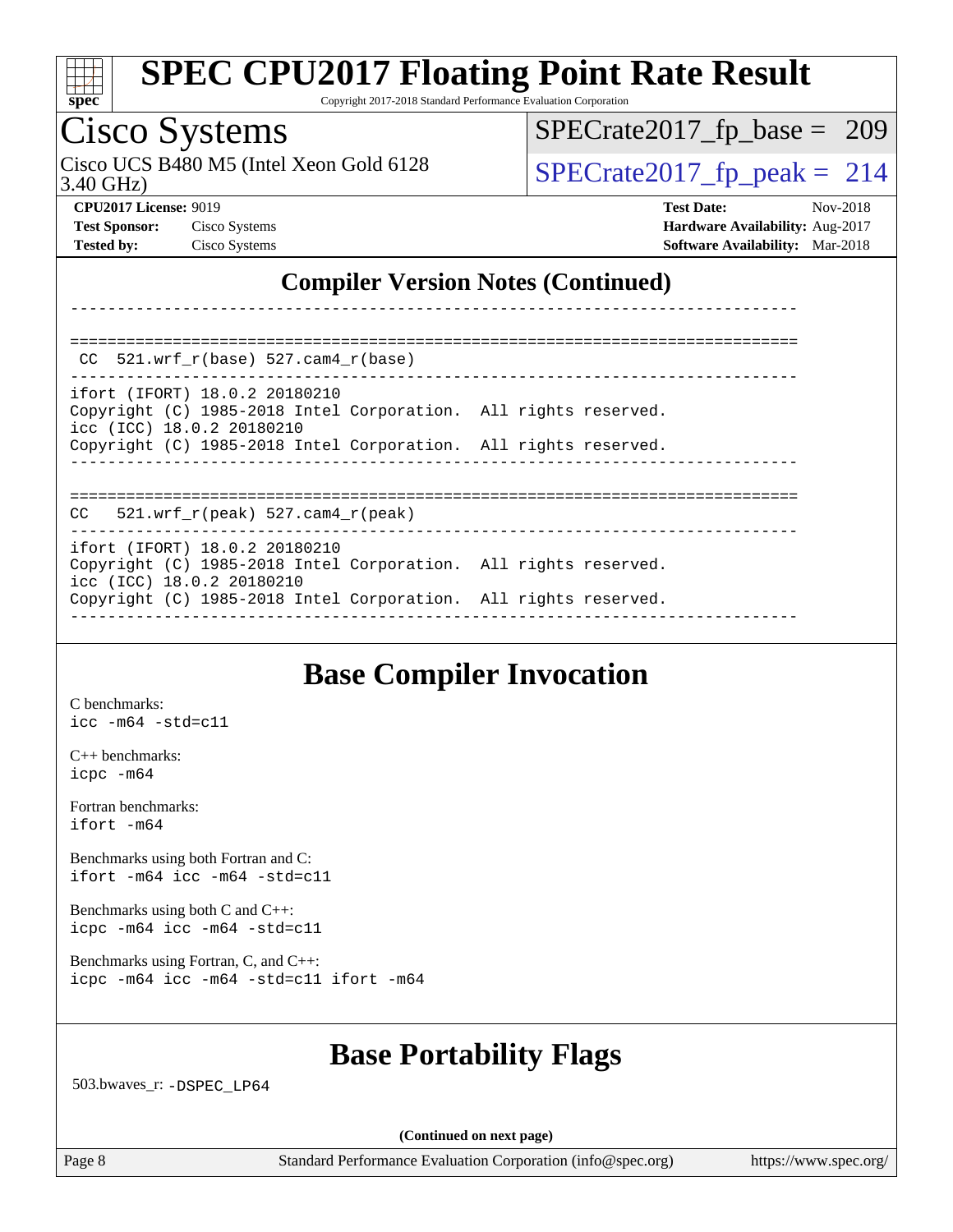## Compiler Version Notes (Continued)

```
------------------------------------------------------------------------------

==============================================================================
 CC  521.wrf_r(base) 527.cam4_r(base)
------------------------------------------------------------------------------
ifort (IFORT) 18.0.2 20180210
Copyright (C) 1985-2018 Intel Corporation.  All rights reserved.
icc (ICC) 18.0.2 20180210
Copyright (C) 1985-2018 Intel Corporation.  All rights reserved.
------------------------------------------------------------------------------

==============================================================================
CC   521.wrf_r(peak) 527.cam4_r(peak)
------------------------------------------------------------------------------
ifort (IFORT) 18.0.2 20180210
Copyright (C) 1985-2018 Intel Corporation.  All rights reserved.
icc (ICC) 18.0.2 20180210
Copyright (C) 1985-2018 Intel Corporation.  All rights reserved.
------------------------------------------------------------------------------
```

## Base Compiler Invocation

C benchmarks:
`icc -m64 -std=c11`

C++ benchmarks:
`icpc -m64`

Fortran benchmarks:
`ifort -m64`

Benchmarks using both Fortran and C:
`ifort -m64 icc -m64 -std=c11`

Benchmarks using both C and C++:
`icpc -m64 icc -m64 -std=c11`

Benchmarks using Fortran, C, and C++:
`icpc -m64 icc -m64 -std=c11 ifort -m64`

## Base Portability Flags

503.bwaves_r: `-DSPEC_LP64`

**(Continued on next page)**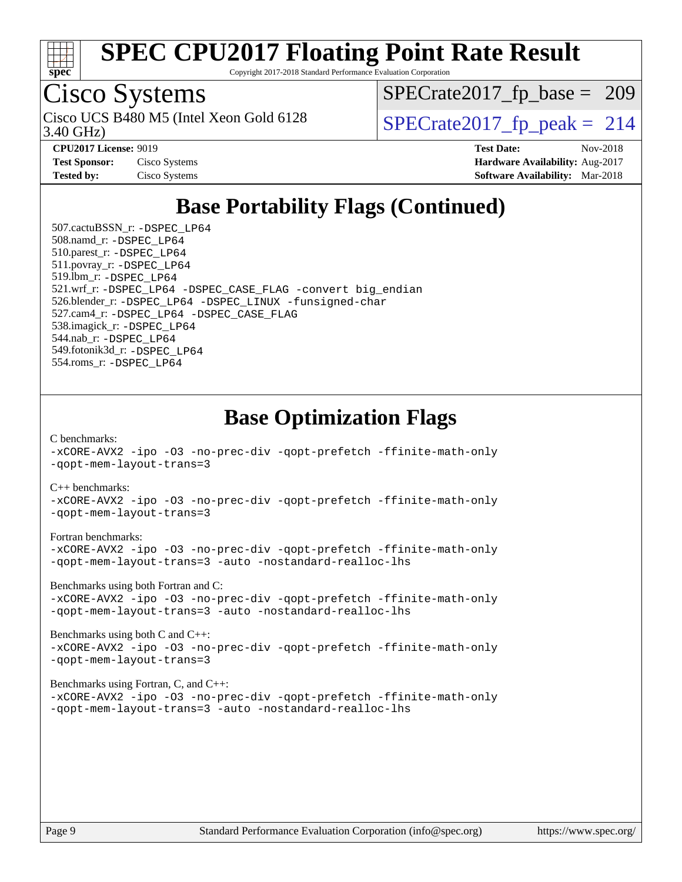# SPEC CPU2017 Floating Point Rate Result

Copyright 2017-2018 Standard Performance Evaluation Corporation

## Cisco Systems

Cisco UCS B480 M5 (Intel Xeon Gold 6128 3.40 GHz)

SPECrate2017_fp_base = 209

SPECrate2017_fp_peak = 214

**CPU2017 License:** 9019
**Test Sponsor:** Cisco Systems
**Tested by:** Cisco Systems

**Test Date:** Nov-2018
**Hardware Availability:** Aug-2017
**Software Availability:** Mar-2018

## Base Portability Flags (Continued)

507.cactuBSSN_r: -DSPEC_LP64
508.namd_r: -DSPEC_LP64
510.parest_r: -DSPEC_LP64
511.povray_r: -DSPEC_LP64
519.lbm_r: -DSPEC_LP64
521.wrf_r: -DSPEC_LP64 -DSPEC_CASE_FLAG -convert big_endian
526.blender_r: -DSPEC_LP64 -DSPEC_LINUX -funsigned-char
527.cam4_r: -DSPEC_LP64 -DSPEC_CASE_FLAG
538.imagick_r: -DSPEC_LP64
544.nab_r: -DSPEC_LP64
549.fotonik3d_r: -DSPEC_LP64
554.roms_r: -DSPEC_LP64

## Base Optimization Flags

C benchmarks:
-xCORE-AVX2 -ipo -O3 -no-prec-div -qopt-prefetch -ffinite-math-only -qopt-mem-layout-trans=3

C++ benchmarks:
-xCORE-AVX2 -ipo -O3 -no-prec-div -qopt-prefetch -ffinite-math-only -qopt-mem-layout-trans=3

Fortran benchmarks:
-xCORE-AVX2 -ipo -O3 -no-prec-div -qopt-prefetch -ffinite-math-only -qopt-mem-layout-trans=3 -auto -nostandard-realloc-lhs

Benchmarks using both Fortran and C:
-xCORE-AVX2 -ipo -O3 -no-prec-div -qopt-prefetch -ffinite-math-only -qopt-mem-layout-trans=3 -auto -nostandard-realloc-lhs

Benchmarks using both C and C++:
-xCORE-AVX2 -ipo -O3 -no-prec-div -qopt-prefetch -ffinite-math-only -qopt-mem-layout-trans=3

Benchmarks using Fortran, C, and C++:
-xCORE-AVX2 -ipo -O3 -no-prec-div -qopt-prefetch -ffinite-math-only -qopt-mem-layout-trans=3 -auto -nostandard-realloc-lhs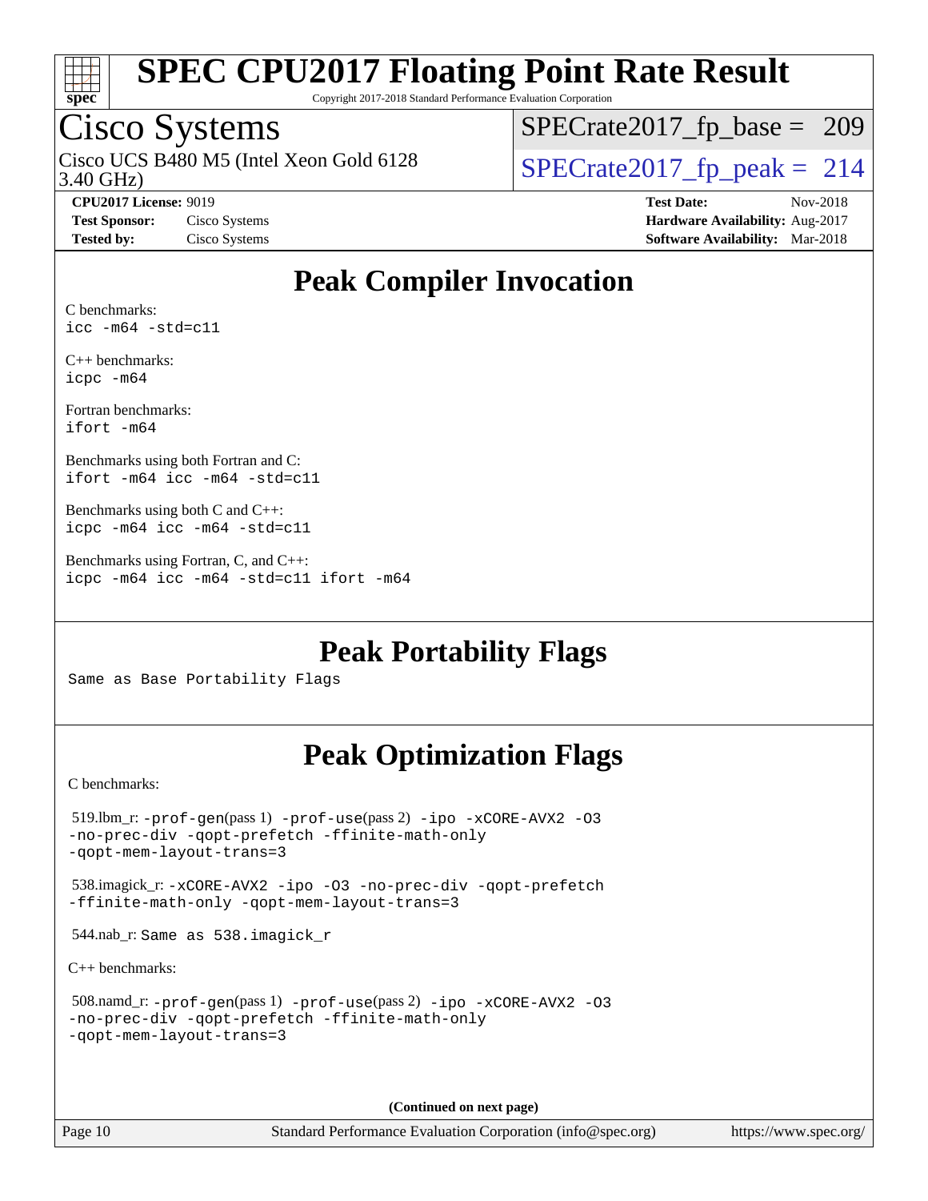# SPEC CPU2017 Floating Point Rate Result

Copyright 2017-2018 Standard Performance Evaluation Corporation

## Cisco Systems

Cisco UCS B480 M5 (Intel Xeon Gold 6128 3.40 GHz)

SPECrate2017_fp_base = 209

SPECrate2017_fp_peak = 214

**CPU2017 License:** 9019
**Test Sponsor:** Cisco Systems
**Tested by:** Cisco Systems

**Test Date:** Nov-2018
**Hardware Availability:** Aug-2017
**Software Availability:** Mar-2018

## Peak Compiler Invocation

C benchmarks:
```
icc -m64 -std=c11
```

C++ benchmarks:
```
icpc -m64
```

Fortran benchmarks:
```
ifort -m64
```

Benchmarks using both Fortran and C:
```
ifort -m64 icc -m64 -std=c11
```

Benchmarks using both C and C++:
```
icpc -m64 icc -m64 -std=c11
```

Benchmarks using Fortran, C, and C++:
```
icpc -m64 icc -m64 -std=c11 ifort -m64
```

## Peak Portability Flags

Same as Base Portability Flags

## Peak Optimization Flags

C benchmarks:

519.lbm_r: `-prof-gen`(pass 1) `-prof-use`(pass 2) `-ipo -xCORE-AVX2 -O3 -no-prec-div -qopt-prefetch -ffinite-math-only -qopt-mem-layout-trans=3`

538.imagick_r: `-xCORE-AVX2 -ipo -O3 -no-prec-div -qopt-prefetch -ffinite-math-only -qopt-mem-layout-trans=3`

544.nab_r: Same as 538.imagick_r

C++ benchmarks:

508.namd_r: `-prof-gen`(pass 1) `-prof-use`(pass 2) `-ipo -xCORE-AVX2 -O3 -no-prec-div -qopt-prefetch -ffinite-math-only -qopt-mem-layout-trans=3`

(Continued on next page)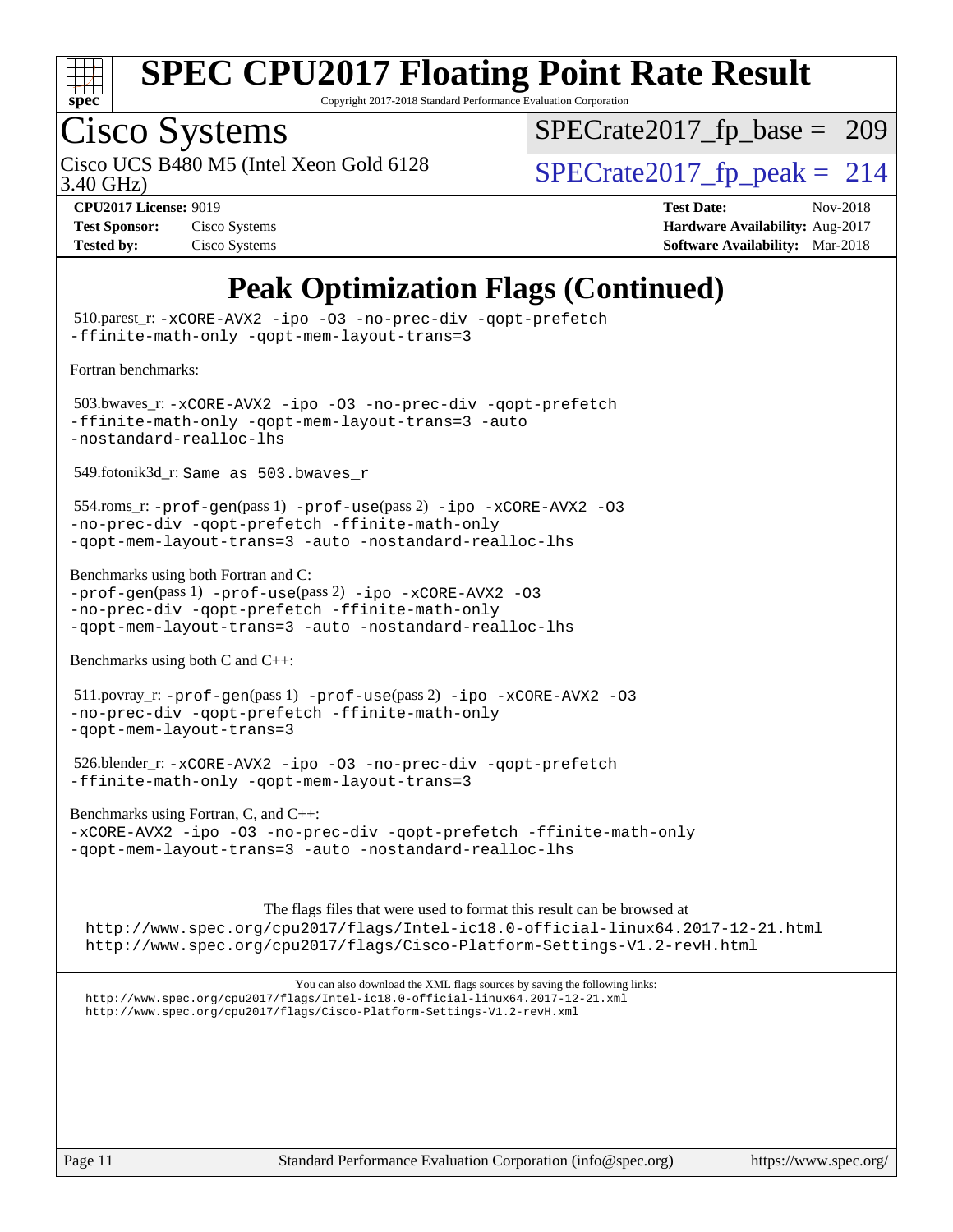# Peak Optimization Flags (Continued)

510.parest_r: -xCORE-AVX2 -ipo -O3 -no-prec-div -qopt-prefetch -ffinite-math-only -qopt-mem-layout-trans=3

Fortran benchmarks:

503.bwaves_r: -xCORE-AVX2 -ipo -O3 -no-prec-div -qopt-prefetch -ffinite-math-only -qopt-mem-layout-trans=3 -auto -nostandard-realloc-lhs

549.fotonik3d_r: Same as 503.bwaves_r

554.roms_r: -prof-gen(pass 1) -prof-use(pass 2) -ipo -xCORE-AVX2 -O3 -no-prec-div -qopt-prefetch -ffinite-math-only -qopt-mem-layout-trans=3 -auto -nostandard-realloc-lhs

Benchmarks using both Fortran and C:
-prof-gen(pass 1) -prof-use(pass 2) -ipo -xCORE-AVX2 -O3 -no-prec-div -qopt-prefetch -ffinite-math-only -qopt-mem-layout-trans=3 -auto -nostandard-realloc-lhs

Benchmarks using both C and C++:

511.povray_r: -prof-gen(pass 1) -prof-use(pass 2) -ipo -xCORE-AVX2 -O3 -no-prec-div -qopt-prefetch -ffinite-math-only -qopt-mem-layout-trans=3

526.blender_r: -xCORE-AVX2 -ipo -O3 -no-prec-div -qopt-prefetch -ffinite-math-only -qopt-mem-layout-trans=3

Benchmarks using Fortran, C, and C++:
-xCORE-AVX2 -ipo -O3 -no-prec-div -qopt-prefetch -ffinite-math-only -qopt-mem-layout-trans=3 -auto -nostandard-realloc-lhs

The flags files that were used to format this result can be browsed at
http://www.spec.org/cpu2017/flags/Intel-ic18.0-official-linux64.2017-12-21.html
http://www.spec.org/cpu2017/flags/Cisco-Platform-Settings-V1.2-revH.html

You can also download the XML flags sources by saving the following links:
http://www.spec.org/cpu2017/flags/Intel-ic18.0-official-linux64.2017-12-21.xml
http://www.spec.org/cpu2017/flags/Cisco-Platform-Settings-V1.2-revH.xml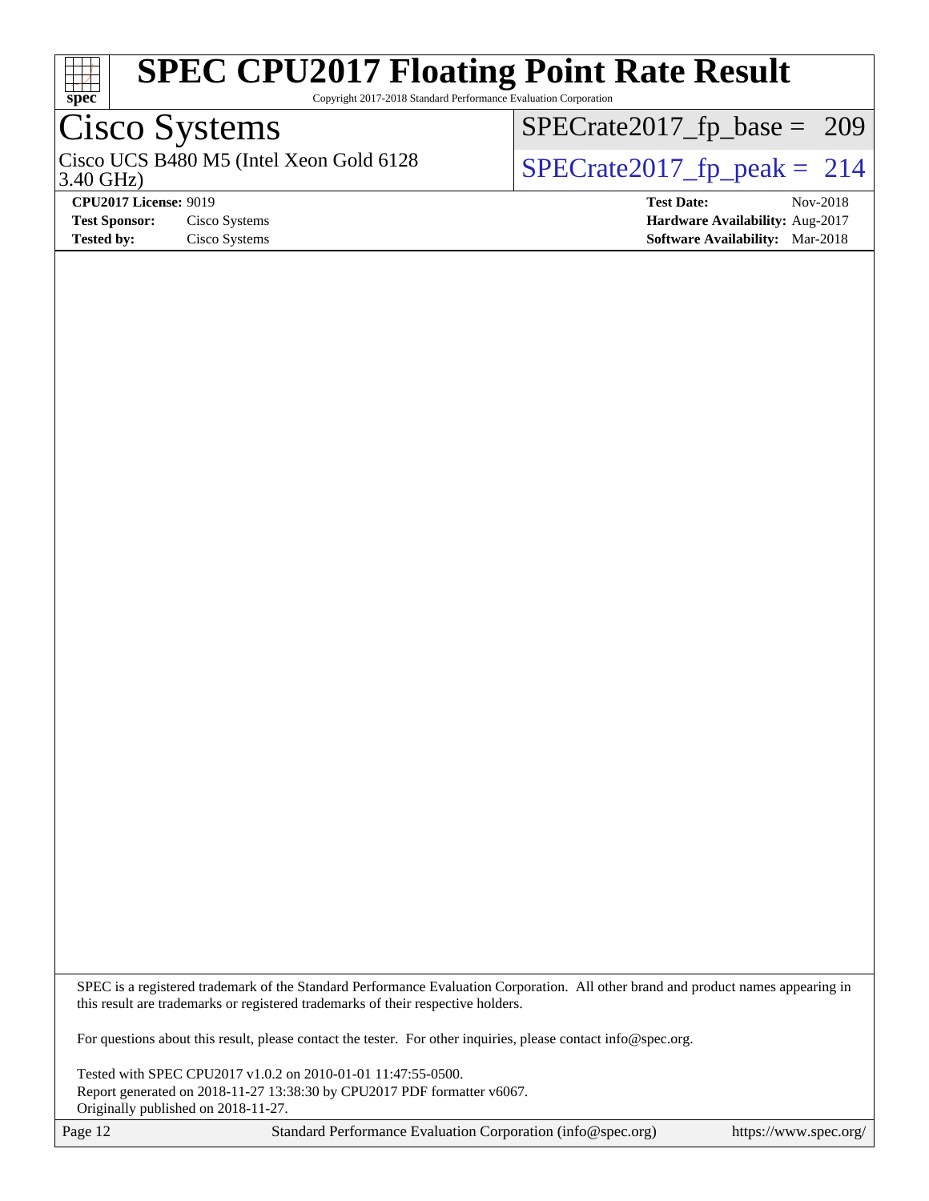SPEC is a registered trademark of the Standard Performance Evaluation Corporation. All other brand and product names appearing in this result are trademarks or registered trademarks of their respective holders.

For questions about this result, please contact the tester. For other inquiries, please contact info@spec.org.

Tested with SPEC CPU2017 v1.0.2 on 2010-01-01 11:47:55-0500.
Report generated on 2018-11-27 13:38:30 by CPU2017 PDF formatter v6067.
Originally published on 2018-11-27.